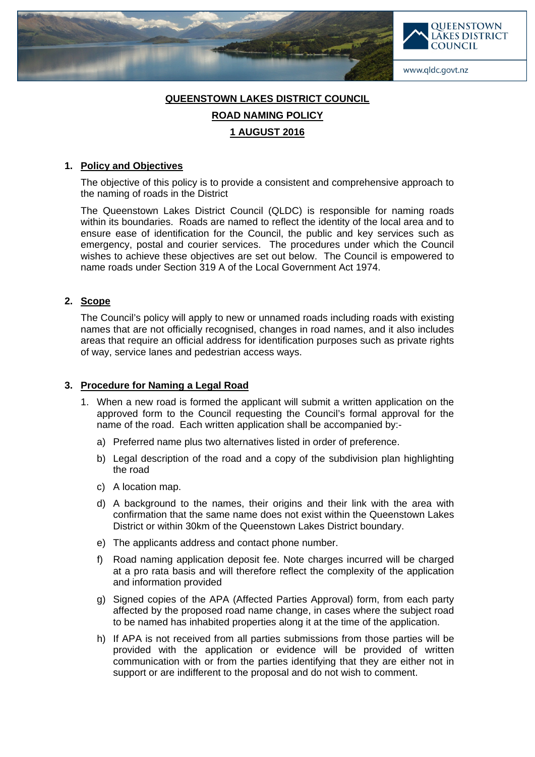# QUEENSTOWN LAKES DISTRICT COUNCIL

## ROAD NAMING POLICY

## 1 AUGUST 2016

### 1. Policy and Objectives

The objective of this policy is to provide a consistent and comprehensive approach to the naming of roads in the District

The Queenstown Lakes District Council (QLDC) is responsible for naming roads within its boundaries. Roads are named to reflect the identity of the local area and to ensure ease of identification for the Council, the public and key services such as emergency, postal and courier services. The procedures under which the Council wishes to achieve these objectives are set out below. The Council is empowered to name roads under Section 319 A of the Local Government Act 1974.

### 2. Scope

The Council's policy will apply to new or unnamed roads including roads with existing names that are not officially recognised, changes in road names, and it also includes areas that require an official address for identification purposes such as private rights of way, service lanes and pedestrian access ways.

### 3. Procedure for Naming a Legal Road

1. When a new road is formed the applicant will submit a written application on the approved form to the Council requesting the Council's formal approval for the name of the road. Each written application shall be accompanied by:-

   a) Preferred name plus two alternatives listed in order of preference.

   b) Legal description of the road and a copy of the subdivision plan highlighting the road

   c) A location map.

   d) A background to the names, their origins and their link with the area with confirmation that the same name does not exist within the Queenstown Lakes District or within 30km of the Queenstown Lakes District boundary.

   e) The applicants address and contact phone number.

   f) Road naming application deposit fee. Note charges incurred will be charged at a pro rata basis and will therefore reflect the complexity of the application and information provided

   g) Signed copies of the APA (Affected Parties Approval) form, from each party affected by the proposed road name change, in cases where the subject road to be named has inhabited properties along it at the time of the application.

   h) If APA is not received from all parties submissions from those parties will be provided with the application or evidence will be provided of written communication with or from the parties identifying that they are either not in support or are indifferent to the proposal and do not wish to comment.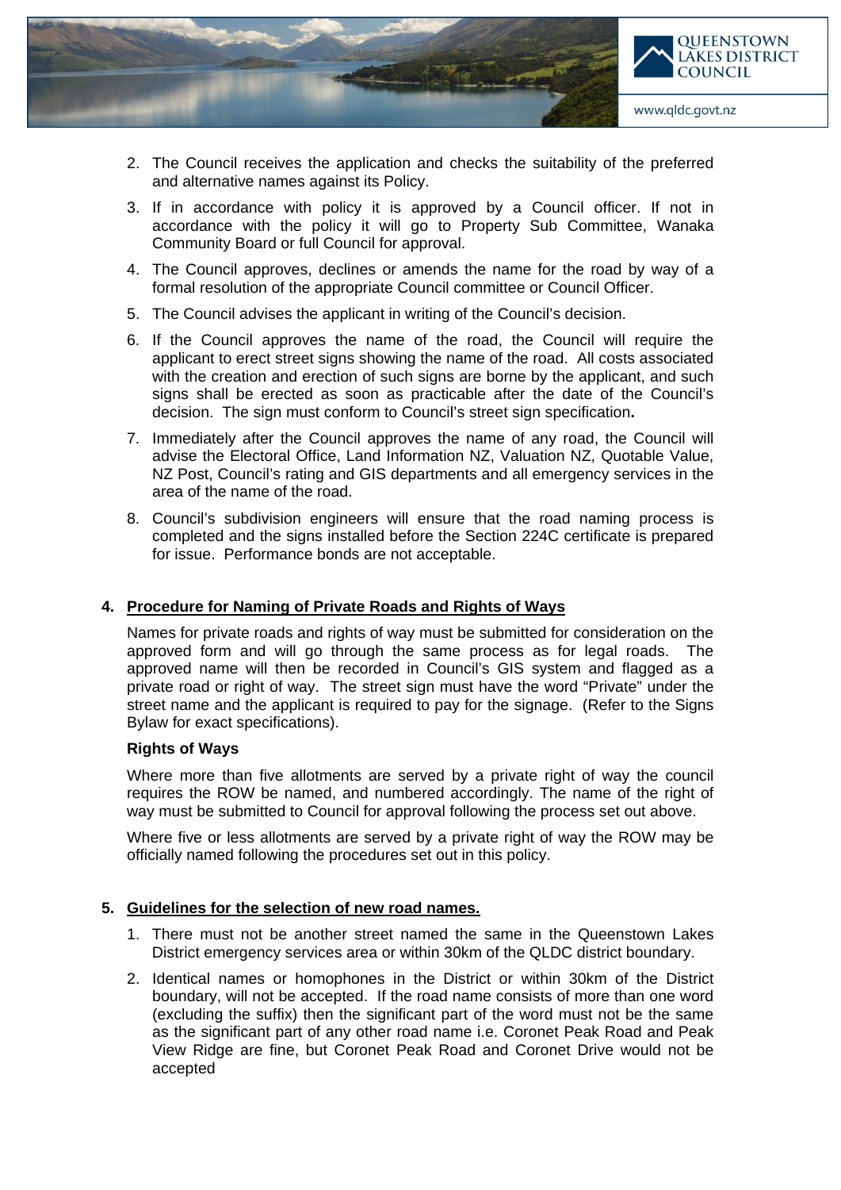2. The Council receives the application and checks the suitability of the preferred and alternative names against its Policy.
3. If in accordance with policy it is approved by a Council officer. If not in accordance with the policy it will go to Property Sub Committee, Wanaka Community Board or full Council for approval.
4. The Council approves, declines or amends the name for the road by way of a formal resolution of the appropriate Council committee or Council Officer.
5. The Council advises the applicant in writing of the Council's decision.
6. If the Council approves the name of the road, the Council will require the applicant to erect street signs showing the name of the road. All costs associated with the creation and erection of such signs are borne by the applicant, and such signs shall be erected as soon as practicable after the date of the Council's decision. The sign must conform to Council's street sign specification**.**
7. Immediately after the Council approves the name of any road, the Council will advise the Electoral Office, Land Information NZ, Valuation NZ, Quotable Value, NZ Post, Council's rating and GIS departments and all emergency services in the area of the name of the road.
8. Council's subdivision engineers will ensure that the road naming process is completed and the signs installed before the Section 224C certificate is prepared for issue. Performance bonds are not acceptable.

## 4. Procedure for Naming of Private Roads and Rights of Ways

Names for private roads and rights of way must be submitted for consideration on the approved form and will go through the same process as for legal roads. The approved name will then be recorded in Council's GIS system and flagged as a private road or right of way. The street sign must have the word "Private" under the street name and the applicant is required to pay for the signage. (Refer to the Signs Bylaw for exact specifications).

**Rights of Ways**

Where more than five allotments are served by a private right of way the council requires the ROW be named, and numbered accordingly. The name of the right of way must be submitted to Council for approval following the process set out above.

Where five or less allotments are served by a private right of way the ROW may be officially named following the procedures set out in this policy.

## 5. Guidelines for the selection of new road names.

1. There must not be another street named the same in the Queenstown Lakes District emergency services area or within 30km of the QLDC district boundary.
2. Identical names or homophones in the District or within 30km of the District boundary, will not be accepted. If the road name consists of more than one word (excluding the suffix) then the significant part of the word must not be the same as the significant part of any other road name i.e. Coronet Peak Road and Peak View Ridge are fine, but Coronet Peak Road and Coronet Drive would not be accepted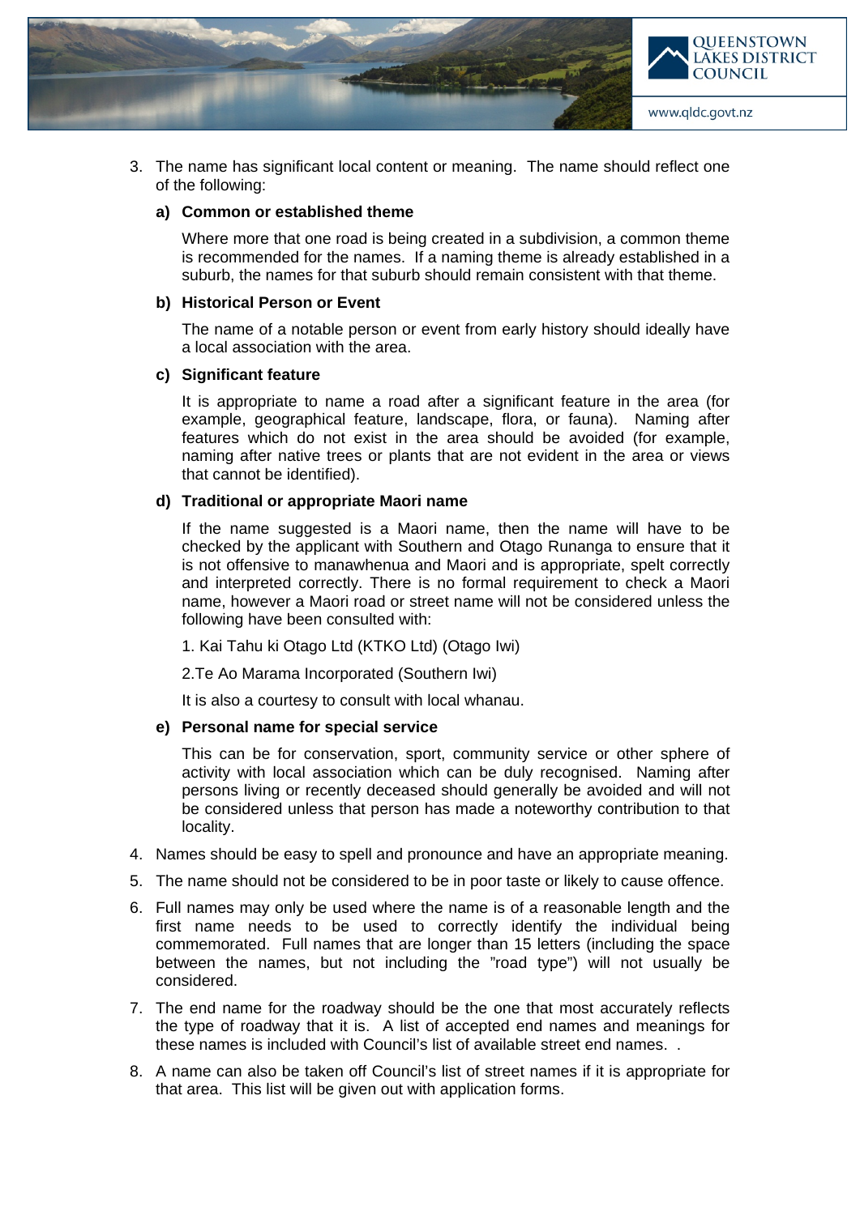3. The name has significant local content or meaning. The name should reflect one of the following:

   **a) Common or established theme**

   Where more that one road is being created in a subdivision, a common theme is recommended for the names. If a naming theme is already established in a suburb, the names for that suburb should remain consistent with that theme.

   **b) Historical Person or Event**

   The name of a notable person or event from early history should ideally have a local association with the area.

   **c) Significant feature**

   It is appropriate to name a road after a significant feature in the area (for example, geographical feature, landscape, flora, or fauna). Naming after features which do not exist in the area should be avoided (for example, naming after native trees or plants that are not evident in the area or views that cannot be identified).

   **d) Traditional or appropriate Maori name**

   If the name suggested is a Maori name, then the name will have to be checked by the applicant with Southern and Otago Runanga to ensure that it is not offensive to manawhenua and Maori and is appropriate, spelt correctly and interpreted correctly. There is no formal requirement to check a Maori name, however a Maori road or street name will not be considered unless the following have been consulted with:

   1. Kai Tahu ki Otago Ltd (KTKO Ltd) (Otago Iwi)

   2.Te Ao Marama Incorporated (Southern Iwi)

   It is also a courtesy to consult with local whanau.

   **e) Personal name for special service**

   This can be for conservation, sport, community service or other sphere of activity with local association which can be duly recognised. Naming after persons living or recently deceased should generally be avoided and will not be considered unless that person has made a noteworthy contribution to that locality.

4. Names should be easy to spell and pronounce and have an appropriate meaning.

5. The name should not be considered to be in poor taste or likely to cause offence.

6. Full names may only be used where the name is of a reasonable length and the first name needs to be used to correctly identify the individual being commemorated. Full names that are longer than 15 letters (including the space between the names, but not including the "road type") will not usually be considered.

7. The end name for the roadway should be the one that most accurately reflects the type of roadway that it is. A list of accepted end names and meanings for these names is included with Council's list of available street end names. .

8. A name can also be taken off Council's list of street names if it is appropriate for that area. This list will be given out with application forms.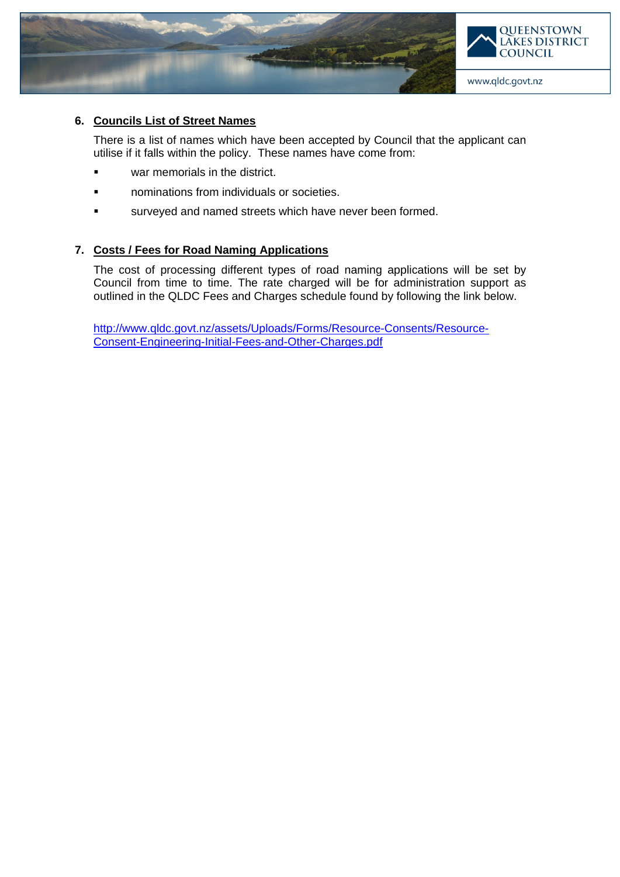## 6. Councils List of Street Names

There is a list of names which have been accepted by Council that the applicant can utilise if it falls within the policy. These names have come from:

- war memorials in the district.
- nominations from individuals or societies.
- surveyed and named streets which have never been formed.

## 7. Costs / Fees for Road Naming Applications

The cost of processing different types of road naming applications will be set by Council from time to time. The rate charged will be for administration support as outlined in the QLDC Fees and Charges schedule found by following the link below.

[http://www.qldc.govt.nz/assets/Uploads/Forms/Resource-Consents/Resource-Consent-Engineering-Initial-Fees-and-Other-Charges.pdf](http://www.qldc.govt.nz/assets/Uploads/Forms/Resource-Consents/Resource-Consent-Engineering-Initial-Fees-and-Other-Charges.pdf)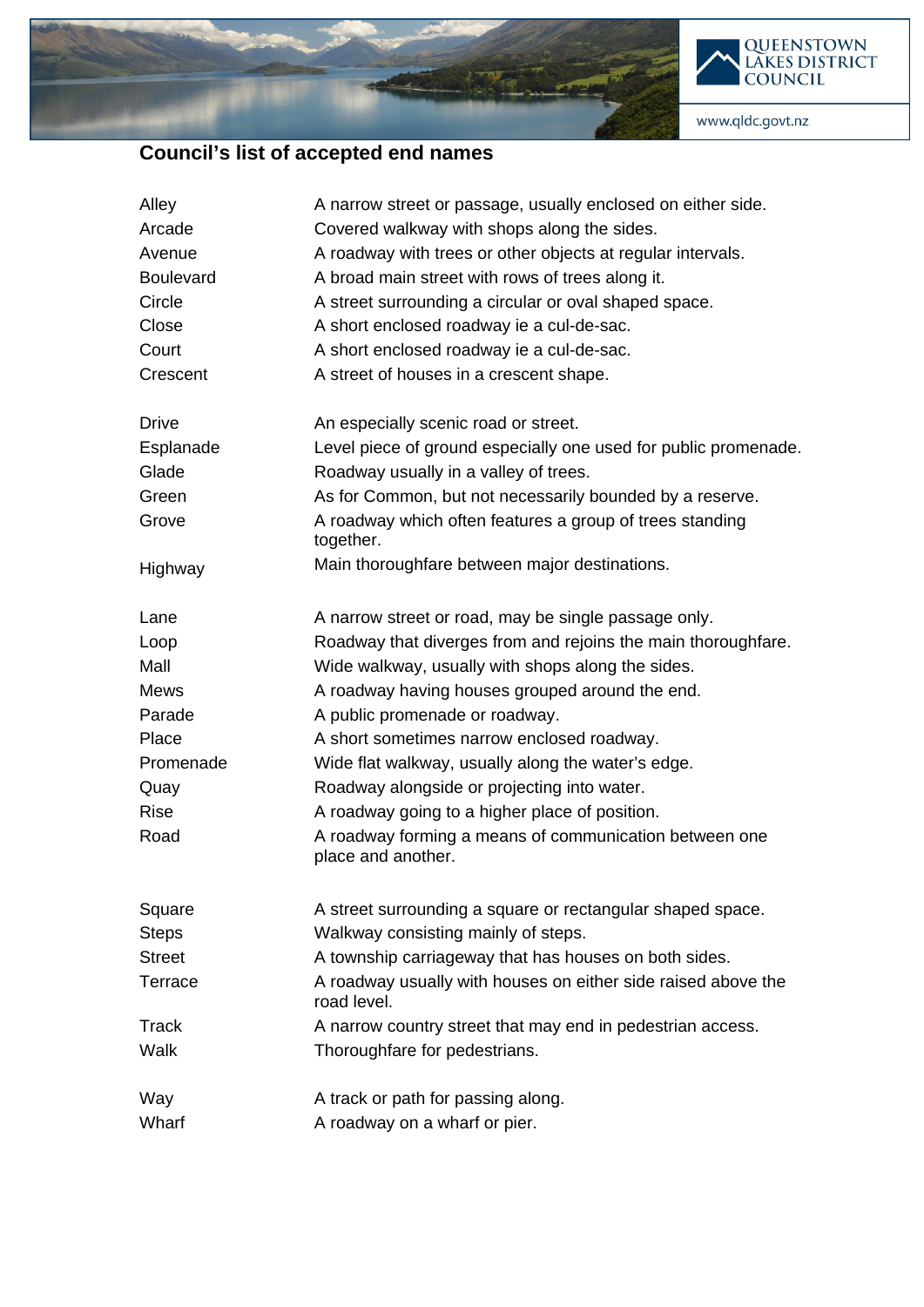## Council's list of accepted end names

| | |
|---|---|
| Alley | A narrow street or passage, usually enclosed on either side. |
| Arcade | Covered walkway with shops along the sides. |
| Avenue | A roadway with trees or other objects at regular intervals. |
| Boulevard | A broad main street with rows of trees along it. |
| Circle | A street surrounding a circular or oval shaped space. |
| Close | A short enclosed roadway ie a cul-de-sac. |
| Court | A short enclosed roadway ie a cul-de-sac. |
| Crescent | A street of houses in a crescent shape. |
| Drive | An especially scenic road or street. |
| Esplanade | Level piece of ground especially one used for public promenade. |
| Glade | Roadway usually in a valley of trees. |
| Green | As for Common, but not necessarily bounded by a reserve. |
| Grove | A roadway which often features a group of trees standing together. |
| Highway | Main thoroughfare between major destinations. |
| Lane | A narrow street or road, may be single passage only. |
| Loop | Roadway that diverges from and rejoins the main thoroughfare. |
| Mall | Wide walkway, usually with shops along the sides. |
| Mews | A roadway having houses grouped around the end. |
| Parade | A public promenade or roadway. |
| Place | A short sometimes narrow enclosed roadway. |
| Promenade | Wide flat walkway, usually along the water's edge. |
| Quay | Roadway alongside or projecting into water. |
| Rise | A roadway going to a higher place of position. |
| Road | A roadway forming a means of communication between one place and another. |
| Square | A street surrounding a square or rectangular shaped space. |
| Steps | Walkway consisting mainly of steps. |
| Street | A township carriageway that has houses on both sides. |
| Terrace | A roadway usually with houses on either side raised above the road level. |
| Track | A narrow country street that may end in pedestrian access. |
| Walk | Thoroughfare for pedestrians. |
| Way | A track or path for passing along. |
| Wharf | A roadway on a wharf or pier. |